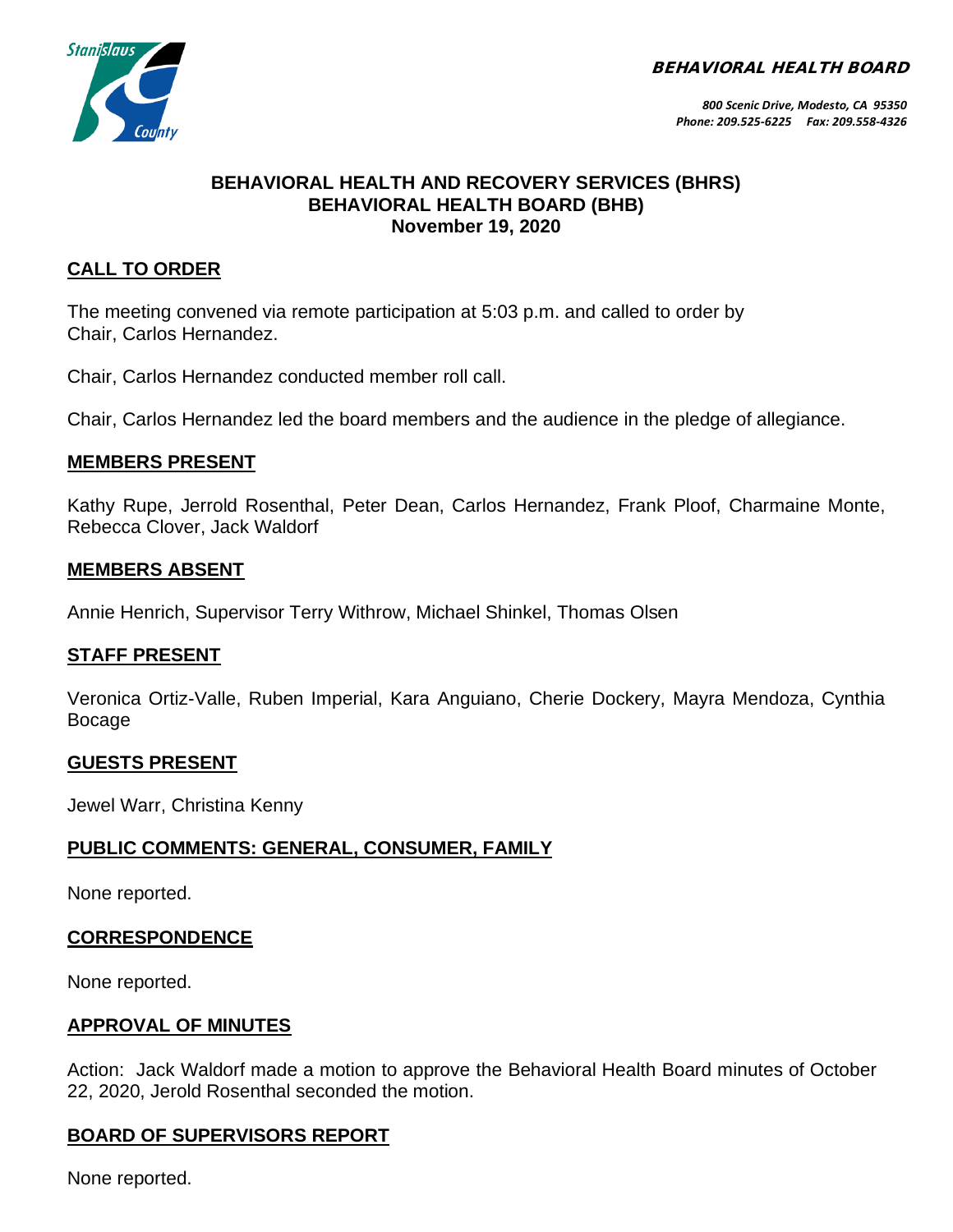BEHAVIORAL HEALTH BOARD

800 Scenic Drive, Modesto, CA 95350
Phone: 209.525-6225    Fax: 209.558-4326

# BEHAVIORAL HEALTH AND RECOVERY SERVICES (BHRS)
# BEHAVIORAL HEALTH BOARD (BHB)
# November 19, 2020

## CALL TO ORDER

The meeting convened via remote participation at 5:03 p.m. and called to order by Chair, Carlos Hernandez.

Chair, Carlos Hernandez conducted member roll call.

Chair, Carlos Hernandez led the board members and the audience in the pledge of allegiance.

## MEMBERS PRESENT

Kathy Rupe, Jerrold Rosenthal, Peter Dean, Carlos Hernandez, Frank Ploof, Charmaine Monte, Rebecca Clover, Jack Waldorf

## MEMBERS ABSENT

Annie Henrich, Supervisor Terry Withrow, Michael Shinkel, Thomas Olsen

## STAFF PRESENT

Veronica Ortiz-Valle, Ruben Imperial, Kara Anguiano, Cherie Dockery, Mayra Mendoza, Cynthia Bocage

## GUESTS PRESENT

Jewel Warr, Christina Kenny

## PUBLIC COMMENTS: GENERAL, CONSUMER, FAMILY

None reported.

## CORRESPONDENCE

None reported.

## APPROVAL OF MINUTES

Action: Jack Waldorf made a motion to approve the Behavioral Health Board minutes of October 22, 2020, Jerold Rosenthal seconded the motion.

## BOARD OF SUPERVISORS REPORT

None reported.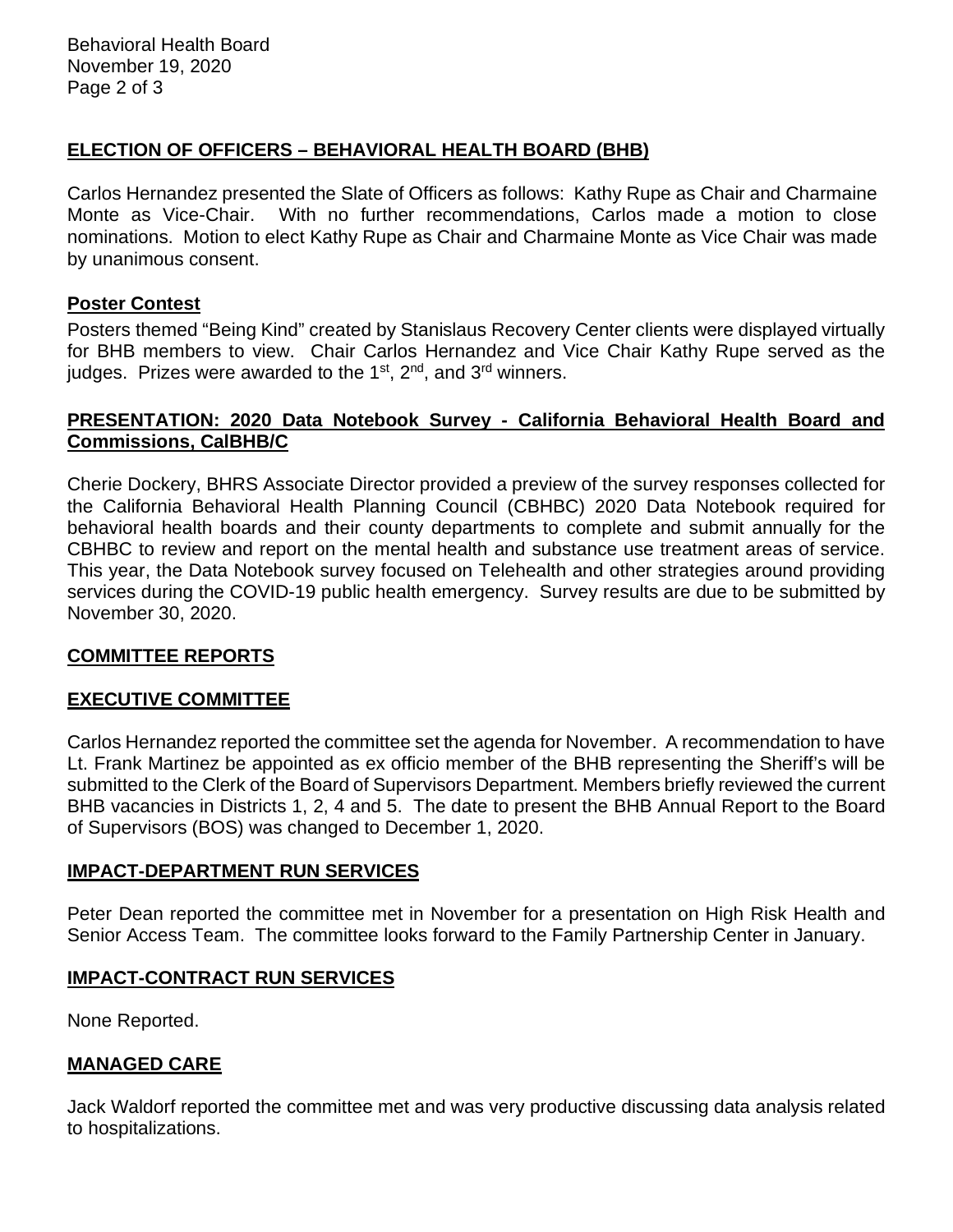## ELECTION OF OFFICERS – BEHAVIORAL HEALTH BOARD (BHB)

Carlos Hernandez presented the Slate of Officers as follows: Kathy Rupe as Chair and Charmaine Monte as Vice-Chair. With no further recommendations, Carlos made a motion to close nominations. Motion to elect Kathy Rupe as Chair and Charmaine Monte as Vice Chair was made by unanimous consent.

## Poster Contest

Posters themed "Being Kind" created by Stanislaus Recovery Center clients were displayed virtually for BHB members to view. Chair Carlos Hernandez and Vice Chair Kathy Rupe served as the judges. Prizes were awarded to the 1st, 2nd, and 3rd winners.

## PRESENTATION: 2020 Data Notebook Survey - California Behavioral Health Board and Commissions, CalBHB/C

Cherie Dockery, BHRS Associate Director provided a preview of the survey responses collected for the California Behavioral Health Planning Council (CBHBC) 2020 Data Notebook required for behavioral health boards and their county departments to complete and submit annually for the CBHBC to review and report on the mental health and substance use treatment areas of service. This year, the Data Notebook survey focused on Telehealth and other strategies around providing services during the COVID-19 public health emergency. Survey results are due to be submitted by November 30, 2020.

## COMMITTEE REPORTS

## EXECUTIVE COMMITTEE

Carlos Hernandez reported the committee set the agenda for November. A recommendation to have Lt. Frank Martinez be appointed as ex officio member of the BHB representing the Sheriff's will be submitted to the Clerk of the Board of Supervisors Department. Members briefly reviewed the current BHB vacancies in Districts 1, 2, 4 and 5. The date to present the BHB Annual Report to the Board of Supervisors (BOS) was changed to December 1, 2020.

## IMPACT-DEPARTMENT RUN SERVICES

Peter Dean reported the committee met in November for a presentation on High Risk Health and Senior Access Team. The committee looks forward to the Family Partnership Center in January.

## IMPACT-CONTRACT RUN SERVICES

None Reported.

## MANAGED CARE

Jack Waldorf reported the committee met and was very productive discussing data analysis related to hospitalizations.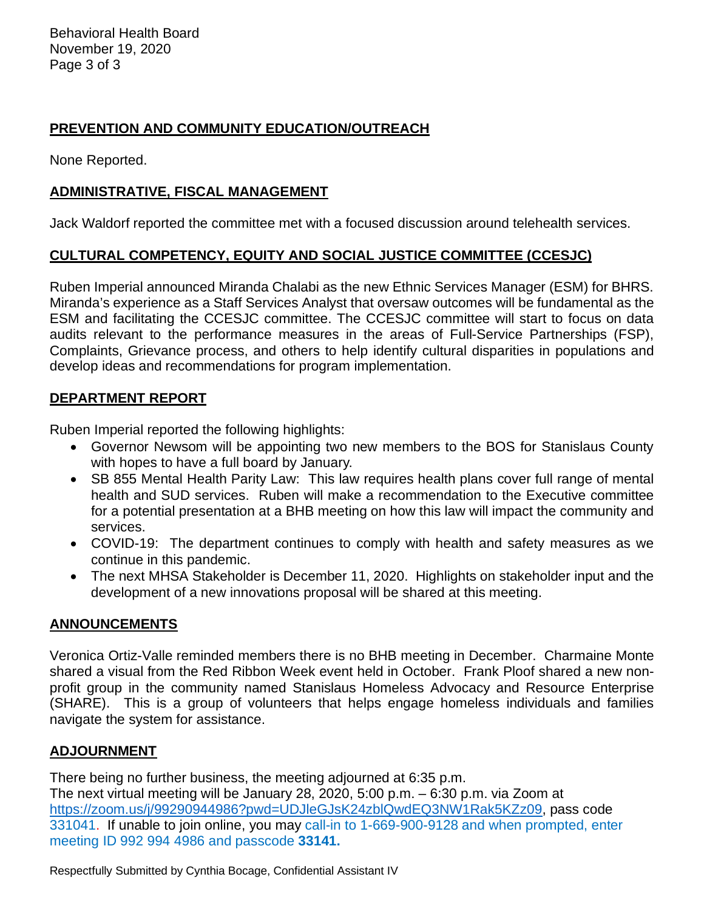## PREVENTION AND COMMUNITY EDUCATION/OUTREACH

None Reported.

## ADMINISTRATIVE, FISCAL MANAGEMENT

Jack Waldorf reported the committee met with a focused discussion around telehealth services.

## CULTURAL COMPETENCY, EQUITY AND SOCIAL JUSTICE COMMITTEE (CCESJC)

Ruben Imperial announced Miranda Chalabi as the new Ethnic Services Manager (ESM) for BHRS. Miranda's experience as a Staff Services Analyst that oversaw outcomes will be fundamental as the ESM and facilitating the CCESJC committee. The CCESJC committee will start to focus on data audits relevant to the performance measures in the areas of Full-Service Partnerships (FSP), Complaints, Grievance process, and others to help identify cultural disparities in populations and develop ideas and recommendations for program implementation.

## DEPARTMENT REPORT

Ruben Imperial reported the following highlights:

- Governor Newsom will be appointing two new members to the BOS for Stanislaus County with hopes to have a full board by January.
- SB 855 Mental Health Parity Law: This law requires health plans cover full range of mental health and SUD services. Ruben will make a recommendation to the Executive committee for a potential presentation at a BHB meeting on how this law will impact the community and services.
- COVID-19: The department continues to comply with health and safety measures as we continue in this pandemic.
- The next MHSA Stakeholder is December 11, 2020. Highlights on stakeholder input and the development of a new innovations proposal will be shared at this meeting.

## ANNOUNCEMENTS

Veronica Ortiz-Valle reminded members there is no BHB meeting in December. Charmaine Monte shared a visual from the Red Ribbon Week event held in October. Frank Ploof shared a new non-profit group in the community named Stanislaus Homeless Advocacy and Resource Enterprise (SHARE). This is a group of volunteers that helps engage homeless individuals and families navigate the system for assistance.

## ADJOURNMENT

There being no further business, the meeting adjourned at 6:35 p.m.
The next virtual meeting will be January 28, 2020, 5:00 p.m. – 6:30 p.m. via Zoom at https://zoom.us/j/99290944986?pwd=UDJleGJsK24zblQwdEQ3NW1Rak5KZz09, pass code 331041. If unable to join online, you may call-in to 1-669-900-9128 and when prompted, enter meeting ID 992 994 4986 and passcode **33141.**

Respectfully Submitted by Cynthia Bocage, Confidential Assistant IV